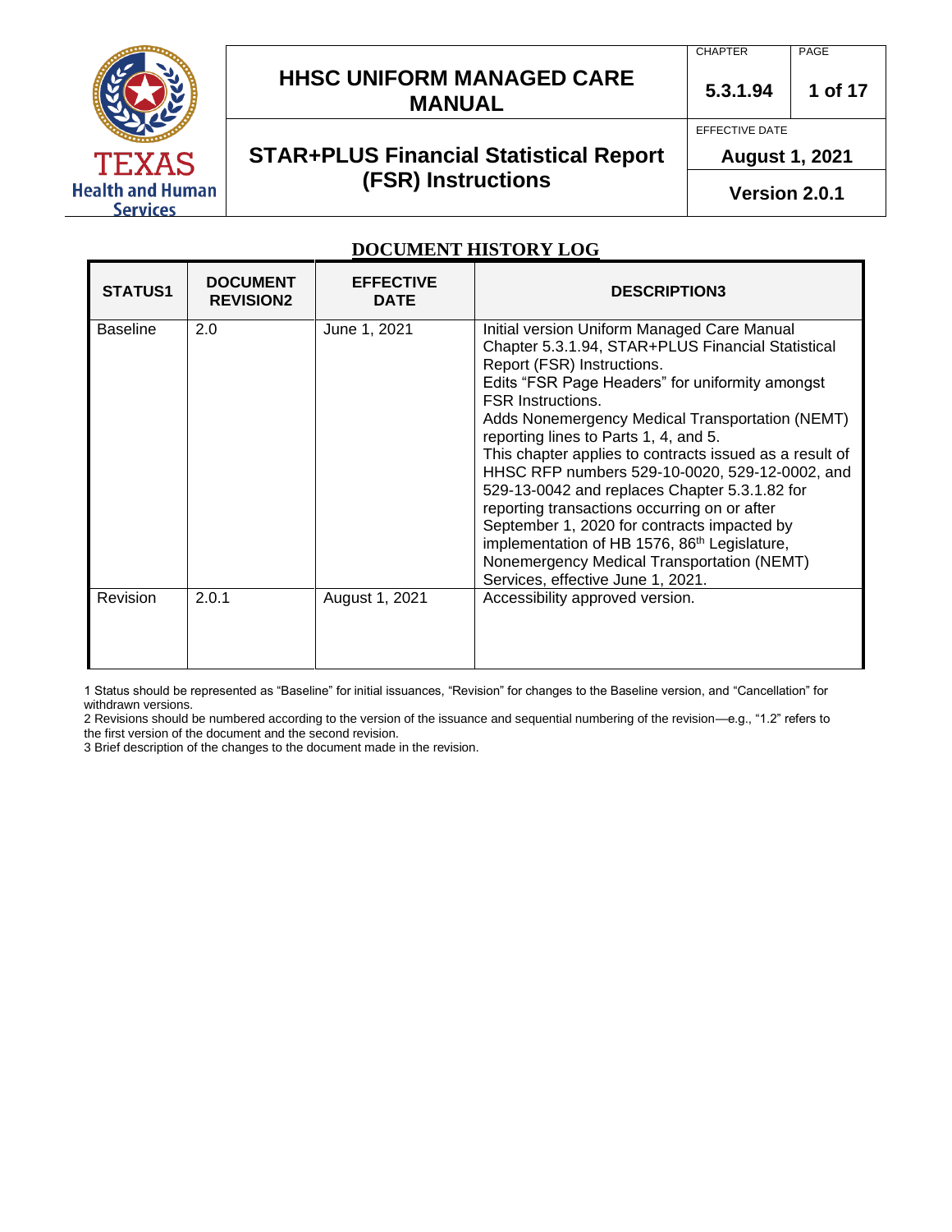## DOCUMENT HISTORY LOG

| STATUS[1] | DOCUMENT REVISION[2] | EFFECTIVE DATE | DESCRIPTION[3] |
|---|---|---|---|
| Baseline | 2.0 | June 1, 2021 | Initial version Uniform Managed Care Manual Chapter 5.3.1.94, STAR+PLUS Financial Statistical Report (FSR) Instructions.<br>Edits "FSR Page Headers" for uniformity amongst FSR Instructions.<br>Adds Nonemergency Medical Transportation (NEMT) reporting lines to Parts 1, 4, and 5.<br>This chapter applies to contracts issued as a result of HHSC RFP numbers 529-10-0020, 529-12-0002, and 529-13-0042 and replaces Chapter 5.3.1.82 for reporting transactions occurring on or after September 1, 2020 for contracts impacted by implementation of HB 1576, 86th Legislature, Nonemergency Medical Transportation (NEMT) Services, effective June 1, 2021. |
| Revision | 2.0.1 | August 1, 2021 | Accessibility approved version. |

1 Status should be represented as "Baseline" for initial issuances, "Revision" for changes to the Baseline version, and "Cancellation" for withdrawn versions.

2 Revisions should be numbered according to the version of the issuance and sequential numbering of the revision—e.g., "1.2" refers to the first version of the document and the second revision.

3 Brief description of the changes to the document made in the revision.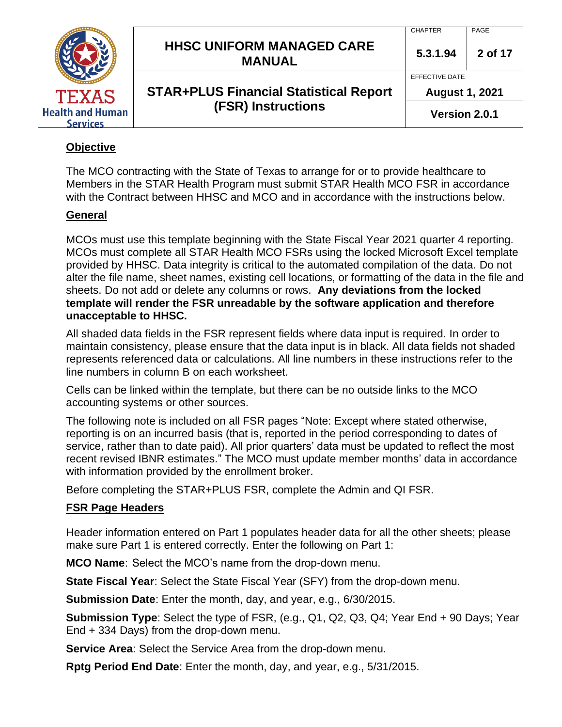## Objective

The MCO contracting with the State of Texas to arrange for or to provide healthcare to Members in the STAR Health Program must submit STAR Health MCO FSR in accordance with the Contract between HHSC and MCO and in accordance with the instructions below.

## General

MCOs must use this template beginning with the State Fiscal Year 2021 quarter 4 reporting. MCOs must complete all STAR Health MCO FSRs using the locked Microsoft Excel template provided by HHSC. Data integrity is critical to the automated compilation of the data. Do not alter the file name, sheet names, existing cell locations, or formatting of the data in the file and sheets. Do not add or delete any columns or rows. **Any deviations from the locked template will render the FSR unreadable by the software application and therefore unacceptable to HHSC.**

All shaded data fields in the FSR represent fields where data input is required. In order to maintain consistency, please ensure that the data input is in black. All data fields not shaded represents referenced data or calculations. All line numbers in these instructions refer to the line numbers in column B on each worksheet.

Cells can be linked within the template, but there can be no outside links to the MCO accounting systems or other sources.

The following note is included on all FSR pages "Note: Except where stated otherwise, reporting is on an incurred basis (that is, reported in the period corresponding to dates of service, rather than to date paid). All prior quarters' data must be updated to reflect the most recent revised IBNR estimates." The MCO must update member months' data in accordance with information provided by the enrollment broker.

Before completing the STAR+PLUS FSR, complete the Admin and QI FSR.

## FSR Page Headers

Header information entered on Part 1 populates header data for all the other sheets; please make sure Part 1 is entered correctly. Enter the following on Part 1:

**MCO Name**: Select the MCO's name from the drop-down menu.

**State Fiscal Year**: Select the State Fiscal Year (SFY) from the drop-down menu.

**Submission Date**: Enter the month, day, and year, e.g., 6/30/2015.

**Submission Type**: Select the type of FSR, (e.g., Q1, Q2, Q3, Q4; Year End + 90 Days; Year End + 334 Days) from the drop-down menu.

**Service Area**: Select the Service Area from the drop-down menu.

**Rptg Period End Date**: Enter the month, day, and year, e.g., 5/31/2015.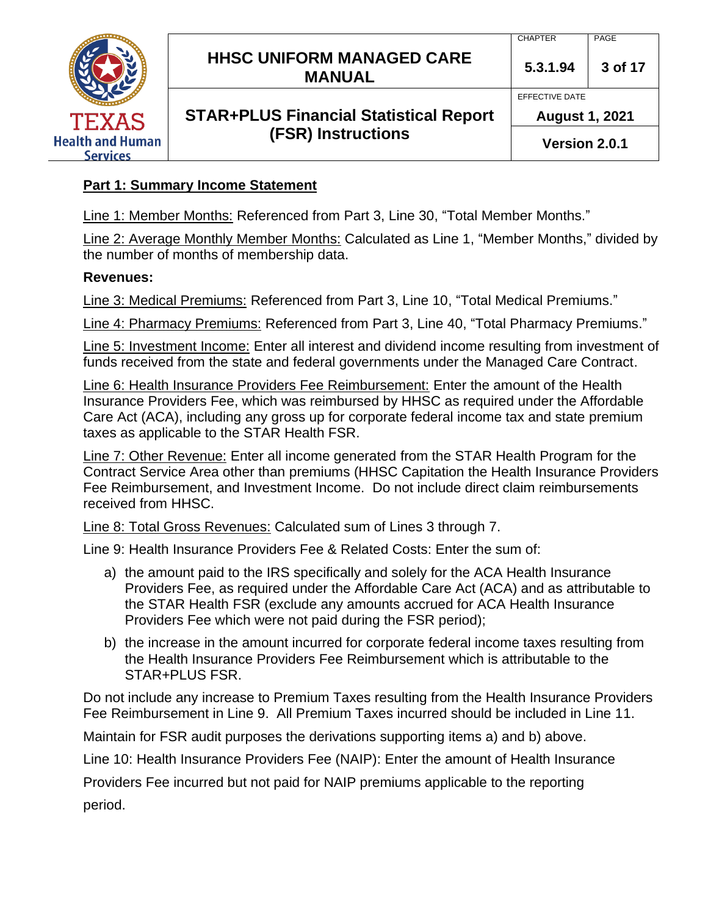**Part 1: Summary Income Statement**

Line 1: Member Months: Referenced from Part 3, Line 30, "Total Member Months."

Line 2: Average Monthly Member Months: Calculated as Line 1, "Member Months," divided by the number of months of membership data.

**Revenues:**

Line 3: Medical Premiums: Referenced from Part 3, Line 10, "Total Medical Premiums."

Line 4: Pharmacy Premiums: Referenced from Part 3, Line 40, "Total Pharmacy Premiums."

Line 5: Investment Income: Enter all interest and dividend income resulting from investment of funds received from the state and federal governments under the Managed Care Contract.

Line 6: Health Insurance Providers Fee Reimbursement: Enter the amount of the Health Insurance Providers Fee, which was reimbursed by HHSC as required under the Affordable Care Act (ACA), including any gross up for corporate federal income tax and state premium taxes as applicable to the STAR Health FSR.

Line 7: Other Revenue: Enter all income generated from the STAR Health Program for the Contract Service Area other than premiums (HHSC Capitation the Health Insurance Providers Fee Reimbursement, and Investment Income. Do not include direct claim reimbursements received from HHSC.

Line 8: Total Gross Revenues: Calculated sum of Lines 3 through 7.

Line 9: Health Insurance Providers Fee & Related Costs: Enter the sum of:

a) the amount paid to the IRS specifically and solely for the ACA Health Insurance Providers Fee, as required under the Affordable Care Act (ACA) and as attributable to the STAR Health FSR (exclude any amounts accrued for ACA Health Insurance Providers Fee which were not paid during the FSR period);
b) the increase in the amount incurred for corporate federal income taxes resulting from the Health Insurance Providers Fee Reimbursement which is attributable to the STAR+PLUS FSR.

Do not include any increase to Premium Taxes resulting from the Health Insurance Providers Fee Reimbursement in Line 9. All Premium Taxes incurred should be included in Line 11.

Maintain for FSR audit purposes the derivations supporting items a) and b) above.

Line 10: Health Insurance Providers Fee (NAIP): Enter the amount of Health Insurance Providers Fee incurred but not paid for NAIP premiums applicable to the reporting period.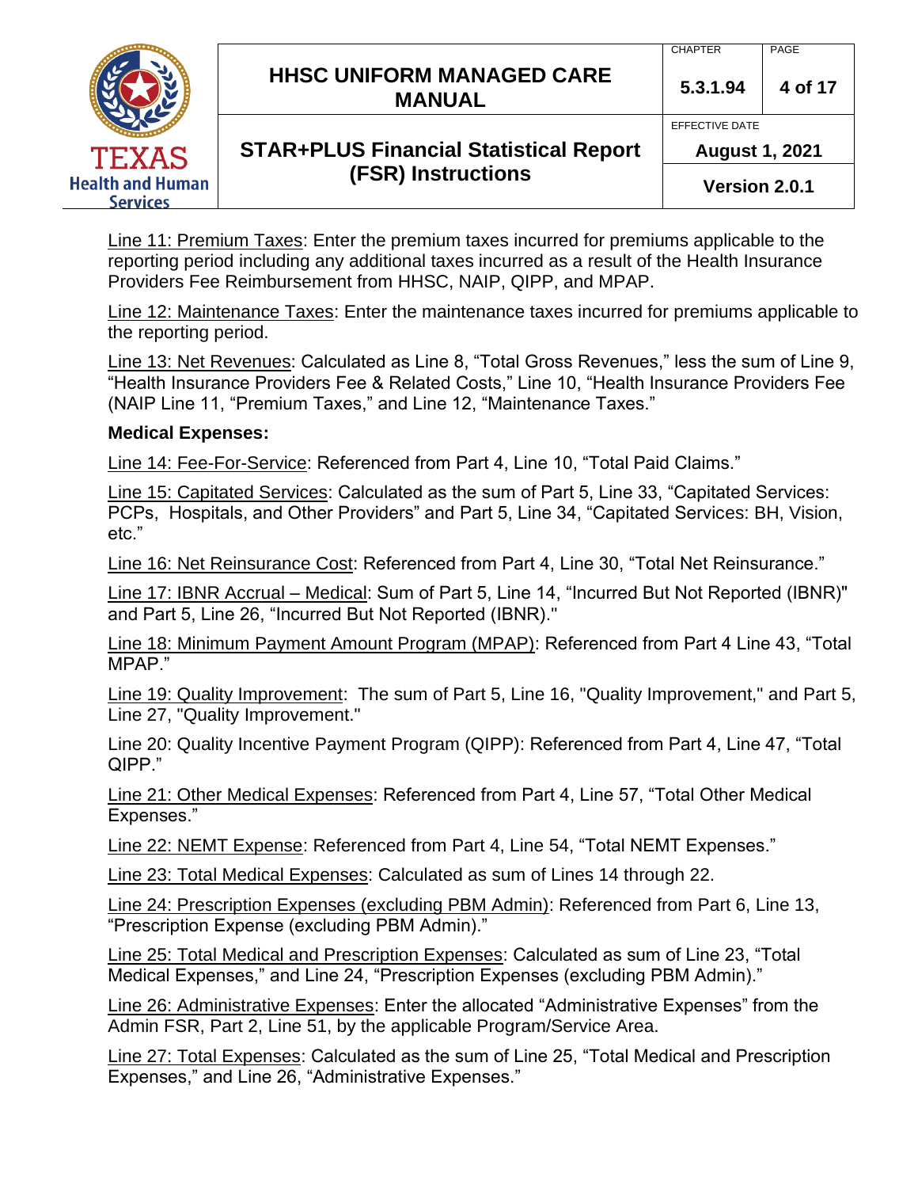Line 11: Premium Taxes: Enter the premium taxes incurred for premiums applicable to the reporting period including any additional taxes incurred as a result of the Health Insurance Providers Fee Reimbursement from HHSC, NAIP, QIPP, and MPAP.

Line 12: Maintenance Taxes: Enter the maintenance taxes incurred for premiums applicable to the reporting period.

Line 13: Net Revenues: Calculated as Line 8, "Total Gross Revenues," less the sum of Line 9, "Health Insurance Providers Fee & Related Costs," Line 10, "Health Insurance Providers Fee (NAIP Line 11, "Premium Taxes," and Line 12, "Maintenance Taxes."

**Medical Expenses:**

Line 14: Fee-For-Service: Referenced from Part 4, Line 10, "Total Paid Claims."

Line 15: Capitated Services: Calculated as the sum of Part 5, Line 33, "Capitated Services: PCPs, Hospitals, and Other Providers" and Part 5, Line 34, "Capitated Services: BH, Vision, etc."

Line 16: Net Reinsurance Cost: Referenced from Part 4, Line 30, "Total Net Reinsurance."

Line 17: IBNR Accrual – Medical: Sum of Part 5, Line 14, "Incurred But Not Reported (IBNR)" and Part 5, Line 26, "Incurred But Not Reported (IBNR)."

Line 18: Minimum Payment Amount Program (MPAP): Referenced from Part 4 Line 43, "Total MPAP."

Line 19: Quality Improvement: The sum of Part 5, Line 16, "Quality Improvement," and Part 5, Line 27, "Quality Improvement."

Line 20: Quality Incentive Payment Program (QIPP): Referenced from Part 4, Line 47, "Total QIPP."

Line 21: Other Medical Expenses: Referenced from Part 4, Line 57, "Total Other Medical Expenses."

Line 22: NEMT Expense: Referenced from Part 4, Line 54, "Total NEMT Expenses."

Line 23: Total Medical Expenses: Calculated as sum of Lines 14 through 22.

Line 24: Prescription Expenses (excluding PBM Admin): Referenced from Part 6, Line 13, "Prescription Expense (excluding PBM Admin)."

Line 25: Total Medical and Prescription Expenses: Calculated as sum of Line 23, "Total Medical Expenses," and Line 24, "Prescription Expenses (excluding PBM Admin)."

Line 26: Administrative Expenses: Enter the allocated "Administrative Expenses" from the Admin FSR, Part 2, Line 51, by the applicable Program/Service Area.

Line 27: Total Expenses: Calculated as the sum of Line 25, "Total Medical and Prescription Expenses," and Line 26, "Administrative Expenses."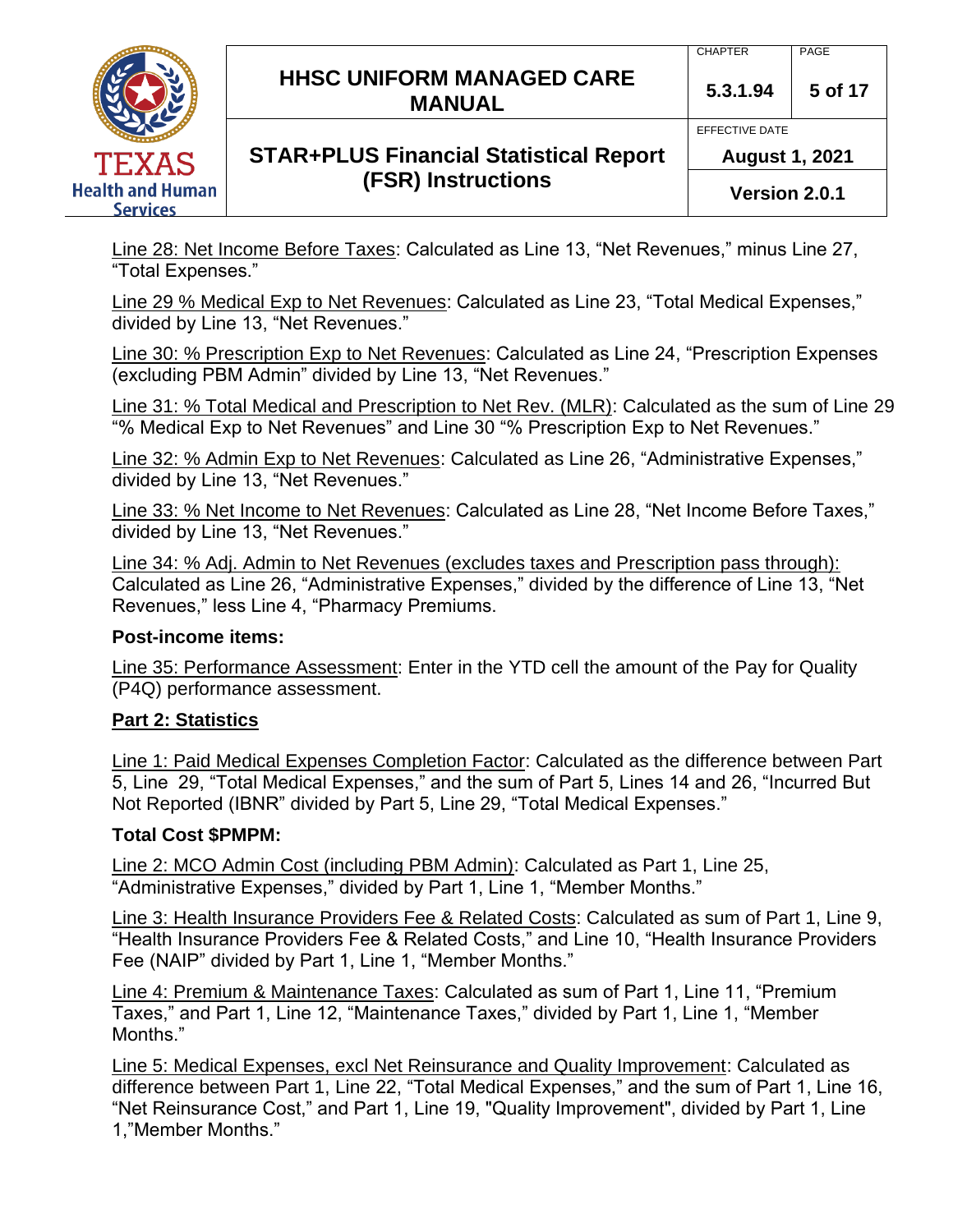<u>Line 28: Net Income Before Taxes</u>: Calculated as Line 13, "Net Revenues," minus Line 27, "Total Expenses."

<u>Line 29 % Medical Exp to Net Revenues</u>: Calculated as Line 23, "Total Medical Expenses," divided by Line 13, "Net Revenues."

<u>Line 30: % Prescription Exp to Net Revenues</u>: Calculated as Line 24, "Prescription Expenses (excluding PBM Admin" divided by Line 13, "Net Revenues."

<u>Line 31: % Total Medical and Prescription to Net Rev. (MLR)</u>: Calculated as the sum of Line 29 "% Medical Exp to Net Revenues" and Line 30 "% Prescription Exp to Net Revenues."

<u>Line 32: % Admin Exp to Net Revenues</u>: Calculated as Line 26, "Administrative Expenses," divided by Line 13, "Net Revenues."

<u>Line 33: % Net Income to Net Revenues</u>: Calculated as Line 28, "Net Income Before Taxes," divided by Line 13, "Net Revenues."

<u>Line 34: % Adj. Admin to Net Revenues (excludes taxes and Prescription pass through):</u> Calculated as Line 26, "Administrative Expenses," divided by the difference of Line 13, "Net Revenues," less Line 4, "Pharmacy Premiums.

**Post-income items:**

<u>Line 35: Performance Assessment</u>: Enter in the YTD cell the amount of the Pay for Quality (P4Q) performance assessment.

**<u>Part 2: Statistics</u>**

<u>Line 1: Paid Medical Expenses Completion Factor</u>: Calculated as the difference between Part 5, Line 29, "Total Medical Expenses," and the sum of Part 5, Lines 14 and 26, "Incurred But Not Reported (IBNR" divided by Part 5, Line 29, "Total Medical Expenses."

**Total Cost $PMPM:**

<u>Line 2: MCO Admin Cost (including PBM Admin)</u>: Calculated as Part 1, Line 25, "Administrative Expenses," divided by Part 1, Line 1, "Member Months."

<u>Line 3: Health Insurance Providers Fee & Related Costs</u>: Calculated as sum of Part 1, Line 9, "Health Insurance Providers Fee & Related Costs," and Line 10, "Health Insurance Providers Fee (NAIP" divided by Part 1, Line 1, "Member Months."

<u>Line 4: Premium & Maintenance Taxes</u>: Calculated as sum of Part 1, Line 11, "Premium Taxes," and Part 1, Line 12, "Maintenance Taxes," divided by Part 1, Line 1, "Member Months."

<u>Line 5: Medical Expenses, excl Net Reinsurance and Quality Improvement</u>: Calculated as difference between Part 1, Line 22, "Total Medical Expenses," and the sum of Part 1, Line 16, "Net Reinsurance Cost," and Part 1, Line 19, "Quality Improvement", divided by Part 1, Line 1,"Member Months."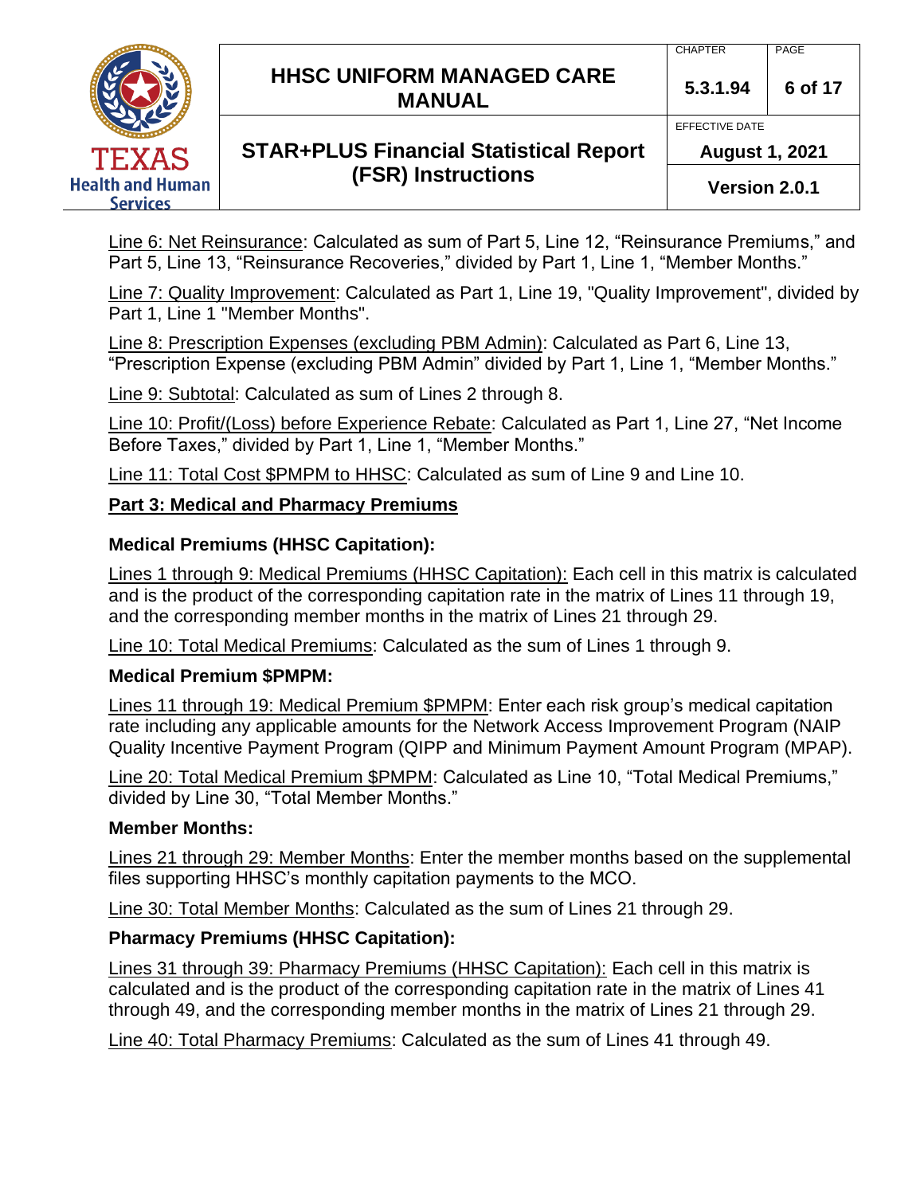Line 6: Net Reinsurance: Calculated as sum of Part 5, Line 12, "Reinsurance Premiums," and Part 5, Line 13, "Reinsurance Recoveries," divided by Part 1, Line 1, "Member Months."

Line 7: Quality Improvement: Calculated as Part 1, Line 19, "Quality Improvement", divided by Part 1, Line 1 "Member Months".

Line 8: Prescription Expenses (excluding PBM Admin): Calculated as Part 6, Line 13, "Prescription Expense (excluding PBM Admin" divided by Part 1, Line 1, "Member Months."

Line 9: Subtotal: Calculated as sum of Lines 2 through 8.

Line 10: Profit/(Loss) before Experience Rebate: Calculated as Part 1, Line 27, "Net Income Before Taxes," divided by Part 1, Line 1, "Member Months."

Line 11: Total Cost $PMPM to HHSC: Calculated as sum of Line 9 and Line 10.

## Part 3: Medical and Pharmacy Premiums

### Medical Premiums (HHSC Capitation):

Lines 1 through 9: Medical Premiums (HHSC Capitation): Each cell in this matrix is calculated and is the product of the corresponding capitation rate in the matrix of Lines 11 through 19, and the corresponding member months in the matrix of Lines 21 through 29.

Line 10: Total Medical Premiums: Calculated as the sum of Lines 1 through 9.

### Medical Premium $PMPM:

Lines 11 through 19: Medical Premium $PMPM: Enter each risk group's medical capitation rate including any applicable amounts for the Network Access Improvement Program (NAIP Quality Incentive Payment Program (QIPP and Minimum Payment Amount Program (MPAP).

Line 20: Total Medical Premium $PMPM: Calculated as Line 10, "Total Medical Premiums," divided by Line 30, "Total Member Months."

### Member Months:

Lines 21 through 29: Member Months: Enter the member months based on the supplemental files supporting HHSC's monthly capitation payments to the MCO.

Line 30: Total Member Months: Calculated as the sum of Lines 21 through 29.

### Pharmacy Premiums (HHSC Capitation):

Lines 31 through 39: Pharmacy Premiums (HHSC Capitation): Each cell in this matrix is calculated and is the product of the corresponding capitation rate in the matrix of Lines 41 through 49, and the corresponding member months in the matrix of Lines 21 through 29.

Line 40: Total Pharmacy Premiums: Calculated as the sum of Lines 41 through 49.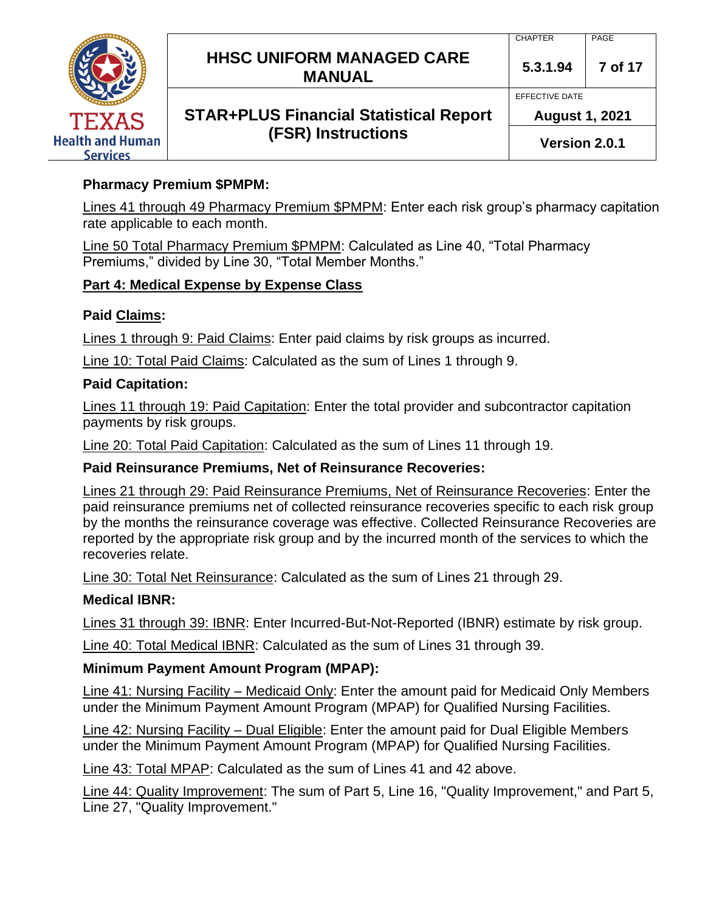**Pharmacy Premium $PMPM:**

Lines 41 through 49 Pharmacy Premium $PMPM: Enter each risk group's pharmacy capitation rate applicable to each month.

Line 50 Total Pharmacy Premium $PMPM: Calculated as Line 40, "Total Pharmacy Premiums," divided by Line 30, "Total Member Months."

## Part 4: Medical Expense by Expense Class

**Paid Claims:**

Lines 1 through 9: Paid Claims: Enter paid claims by risk groups as incurred.

Line 10: Total Paid Claims: Calculated as the sum of Lines 1 through 9.

**Paid Capitation:**

Lines 11 through 19: Paid Capitation: Enter the total provider and subcontractor capitation payments by risk groups.

Line 20: Total Paid Capitation: Calculated as the sum of Lines 11 through 19.

**Paid Reinsurance Premiums, Net of Reinsurance Recoveries:**

Lines 21 through 29: Paid Reinsurance Premiums, Net of Reinsurance Recoveries: Enter the paid reinsurance premiums net of collected reinsurance recoveries specific to each risk group by the months the reinsurance coverage was effective. Collected Reinsurance Recoveries are reported by the appropriate risk group and by the incurred month of the services to which the recoveries relate.

Line 30: Total Net Reinsurance: Calculated as the sum of Lines 21 through 29.

**Medical IBNR:**

Lines 31 through 39: IBNR: Enter Incurred-But-Not-Reported (IBNR) estimate by risk group.

Line 40: Total Medical IBNR: Calculated as the sum of Lines 31 through 39.

**Minimum Payment Amount Program (MPAP):**

Line 41: Nursing Facility – Medicaid Only: Enter the amount paid for Medicaid Only Members under the Minimum Payment Amount Program (MPAP) for Qualified Nursing Facilities.

Line 42: Nursing Facility – Dual Eligible: Enter the amount paid for Dual Eligible Members under the Minimum Payment Amount Program (MPAP) for Qualified Nursing Facilities.

Line 43: Total MPAP: Calculated as the sum of Lines 41 and 42 above.

Line 44: Quality Improvement: The sum of Part 5, Line 16, "Quality Improvement," and Part 5, Line 27, "Quality Improvement."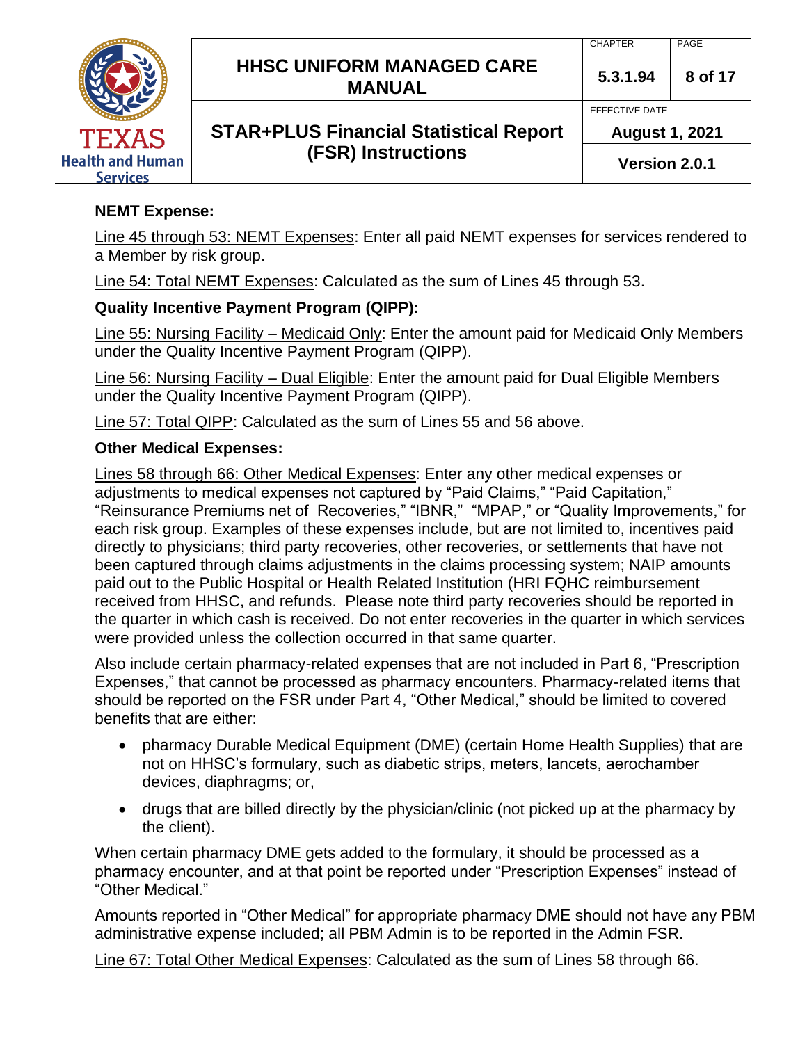**NEMT Expense:**

Line 45 through 53: NEMT Expenses: Enter all paid NEMT expenses for services rendered to a Member by risk group.

Line 54: Total NEMT Expenses: Calculated as the sum of Lines 45 through 53.

**Quality Incentive Payment Program (QIPP):**

Line 55: Nursing Facility – Medicaid Only: Enter the amount paid for Medicaid Only Members under the Quality Incentive Payment Program (QIPP).

Line 56: Nursing Facility – Dual Eligible: Enter the amount paid for Dual Eligible Members under the Quality Incentive Payment Program (QIPP).

Line 57: Total QIPP: Calculated as the sum of Lines 55 and 56 above.

**Other Medical Expenses:**

Lines 58 through 66: Other Medical Expenses: Enter any other medical expenses or adjustments to medical expenses not captured by "Paid Claims," "Paid Capitation," "Reinsurance Premiums net of Recoveries," "IBNR," "MPAP," or "Quality Improvements," for each risk group. Examples of these expenses include, but are not limited to, incentives paid directly to physicians; third party recoveries, other recoveries, or settlements that have not been captured through claims adjustments in the claims processing system; NAIP amounts paid out to the Public Hospital or Health Related Institution (HRI FQHC reimbursement received from HHSC, and refunds. Please note third party recoveries should be reported in the quarter in which cash is received. Do not enter recoveries in the quarter in which services were provided unless the collection occurred in that same quarter.

Also include certain pharmacy-related expenses that are not included in Part 6, "Prescription Expenses," that cannot be processed as pharmacy encounters. Pharmacy-related items that should be reported on the FSR under Part 4, "Other Medical," should be limited to covered benefits that are either:

- pharmacy Durable Medical Equipment (DME) (certain Home Health Supplies) that are not on HHSC's formulary, such as diabetic strips, meters, lancets, aerochamber devices, diaphragms; or,
- drugs that are billed directly by the physician/clinic (not picked up at the pharmacy by the client).

When certain pharmacy DME gets added to the formulary, it should be processed as a pharmacy encounter, and at that point be reported under "Prescription Expenses" instead of "Other Medical."

Amounts reported in "Other Medical" for appropriate pharmacy DME should not have any PBM administrative expense included; all PBM Admin is to be reported in the Admin FSR.

Line 67: Total Other Medical Expenses: Calculated as the sum of Lines 58 through 66.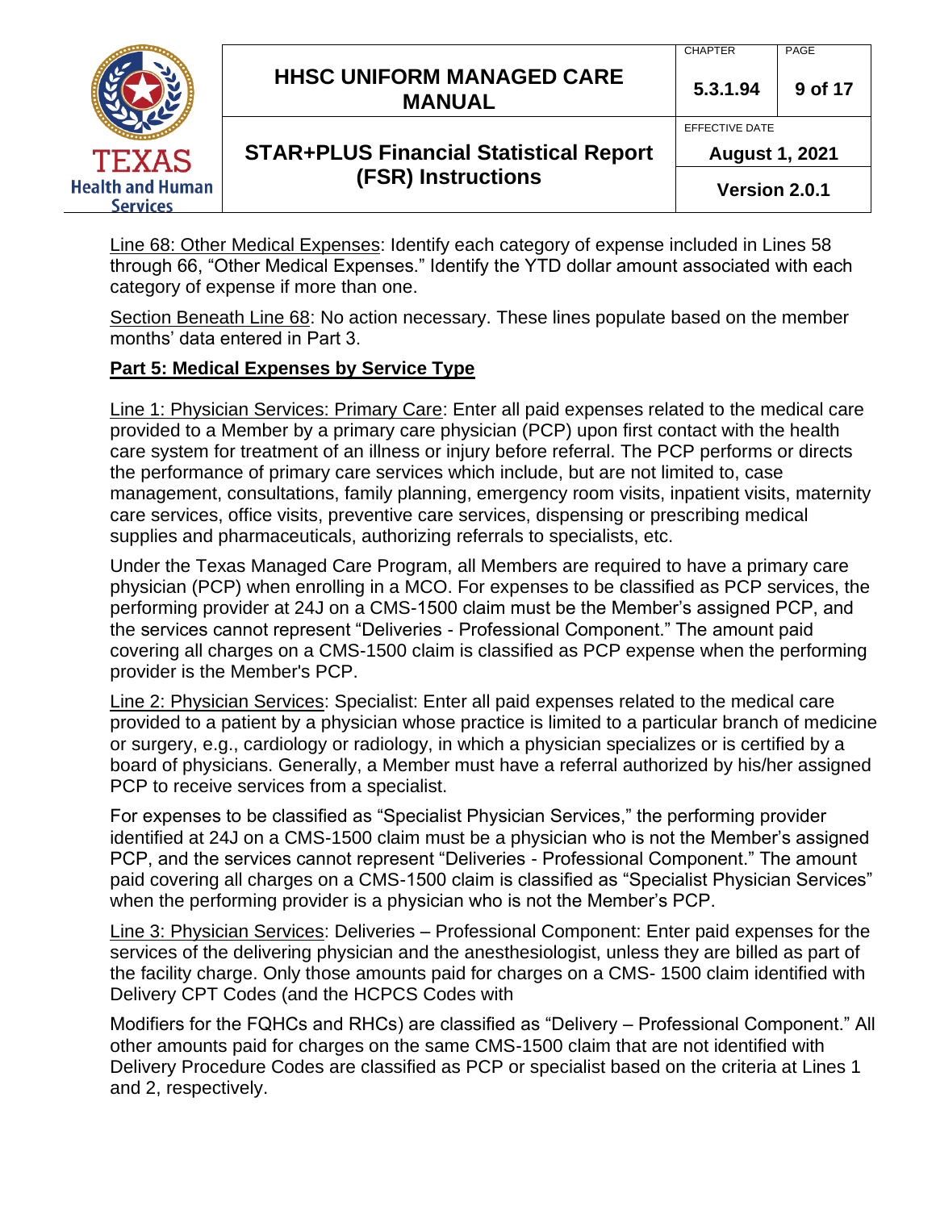<u>Line 68: Other Medical Expenses</u>: Identify each category of expense included in Lines 58 through 66, "Other Medical Expenses." Identify the YTD dollar amount associated with each category of expense if more than one.

<u>Section Beneath Line 68</u>: No action necessary. These lines populate based on the member months' data entered in Part 3.

## Part 5: Medical Expenses by Service Type

<u>Line 1: Physician Services: Primary Care</u>: Enter all paid expenses related to the medical care provided to a Member by a primary care physician (PCP) upon first contact with the health care system for treatment of an illness or injury before referral. The PCP performs or directs the performance of primary care services which include, but are not limited to, case management, consultations, family planning, emergency room visits, inpatient visits, maternity care services, office visits, preventive care services, dispensing or prescribing medical supplies and pharmaceuticals, authorizing referrals to specialists, etc.

Under the Texas Managed Care Program, all Members are required to have a primary care physician (PCP) when enrolling in a MCO. For expenses to be classified as PCP services, the performing provider at 24J on a CMS-1500 claim must be the Member's assigned PCP, and the services cannot represent "Deliveries - Professional Component." The amount paid covering all charges on a CMS-1500 claim is classified as PCP expense when the performing provider is the Member's PCP.

<u>Line 2: Physician Services</u>: Specialist: Enter all paid expenses related to the medical care provided to a patient by a physician whose practice is limited to a particular branch of medicine or surgery, e.g., cardiology or radiology, in which a physician specializes or is certified by a board of physicians. Generally, a Member must have a referral authorized by his/her assigned PCP to receive services from a specialist.

For expenses to be classified as "Specialist Physician Services," the performing provider identified at 24J on a CMS-1500 claim must be a physician who is not the Member's assigned PCP, and the services cannot represent "Deliveries - Professional Component." The amount paid covering all charges on a CMS-1500 claim is classified as "Specialist Physician Services" when the performing provider is a physician who is not the Member's PCP.

<u>Line 3: Physician Services</u>: Deliveries – Professional Component: Enter paid expenses for the services of the delivering physician and the anesthesiologist, unless they are billed as part of the facility charge. Only those amounts paid for charges on a CMS- 1500 claim identified with Delivery CPT Codes (and the HCPCS Codes with

Modifiers for the FQHCs and RHCs) are classified as "Delivery – Professional Component." All other amounts paid for charges on the same CMS-1500 claim that are not identified with Delivery Procedure Codes are classified as PCP or specialist based on the criteria at Lines 1 and 2, respectively.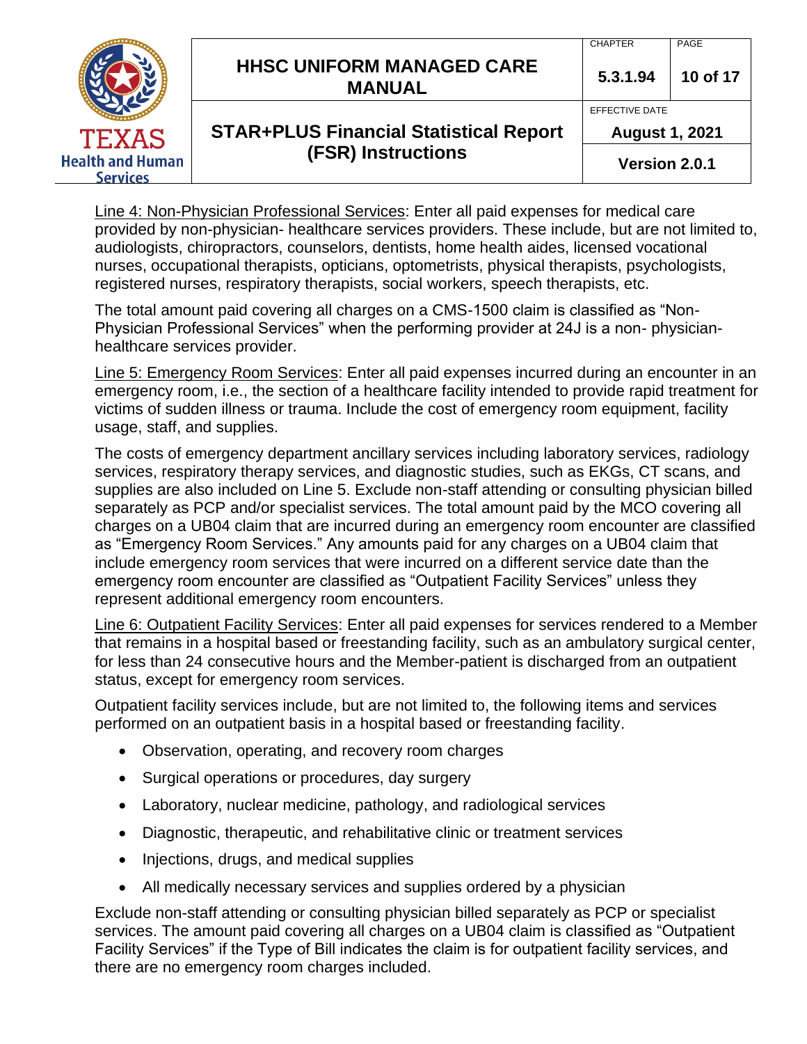Line 4: Non-Physician Professional Services: Enter all paid expenses for medical care provided by non-physician- healthcare services providers. These include, but are not limited to, audiologists, chiropractors, counselors, dentists, home health aides, licensed vocational nurses, occupational therapists, opticians, optometrists, physical therapists, psychologists, registered nurses, respiratory therapists, social workers, speech therapists, etc.

The total amount paid covering all charges on a CMS-1500 claim is classified as "Non-Physician Professional Services" when the performing provider at 24J is a non- physician-healthcare services provider.

Line 5: Emergency Room Services: Enter all paid expenses incurred during an encounter in an emergency room, i.e., the section of a healthcare facility intended to provide rapid treatment for victims of sudden illness or trauma. Include the cost of emergency room equipment, facility usage, staff, and supplies.

The costs of emergency department ancillary services including laboratory services, radiology services, respiratory therapy services, and diagnostic studies, such as EKGs, CT scans, and supplies are also included on Line 5. Exclude non-staff attending or consulting physician billed separately as PCP and/or specialist services. The total amount paid by the MCO covering all charges on a UB04 claim that are incurred during an emergency room encounter are classified as "Emergency Room Services." Any amounts paid for any charges on a UB04 claim that include emergency room services that were incurred on a different service date than the emergency room encounter are classified as "Outpatient Facility Services" unless they represent additional emergency room encounters.

Line 6: Outpatient Facility Services: Enter all paid expenses for services rendered to a Member that remains in a hospital based or freestanding facility, such as an ambulatory surgical center, for less than 24 consecutive hours and the Member-patient is discharged from an outpatient status, except for emergency room services.

Outpatient facility services include, but are not limited to, the following items and services performed on an outpatient basis in a hospital based or freestanding facility.

- Observation, operating, and recovery room charges
- Surgical operations or procedures, day surgery
- Laboratory, nuclear medicine, pathology, and radiological services
- Diagnostic, therapeutic, and rehabilitative clinic or treatment services
- Injections, drugs, and medical supplies
- All medically necessary services and supplies ordered by a physician

Exclude non-staff attending or consulting physician billed separately as PCP or specialist services. The amount paid covering all charges on a UB04 claim is classified as "Outpatient Facility Services" if the Type of Bill indicates the claim is for outpatient facility services, and there are no emergency room charges included.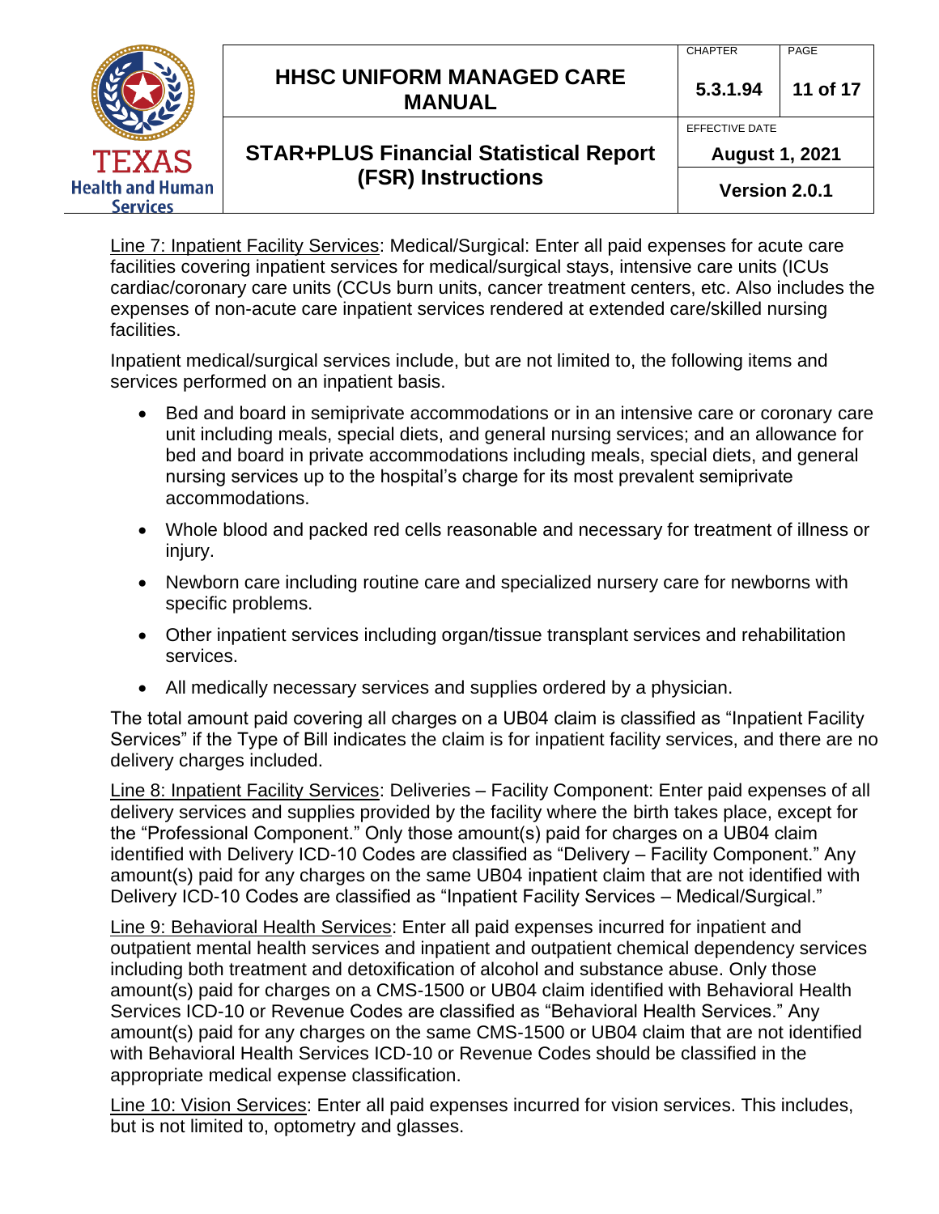Line 7: Inpatient Facility Services: Medical/Surgical: Enter all paid expenses for acute care facilities covering inpatient services for medical/surgical stays, intensive care units (ICUs cardiac/coronary care units (CCUs burn units, cancer treatment centers, etc. Also includes the expenses of non-acute care inpatient services rendered at extended care/skilled nursing facilities.

Inpatient medical/surgical services include, but are not limited to, the following items and services performed on an inpatient basis.

- Bed and board in semiprivate accommodations or in an intensive care or coronary care unit including meals, special diets, and general nursing services; and an allowance for bed and board in private accommodations including meals, special diets, and general nursing services up to the hospital's charge for its most prevalent semiprivate accommodations.
- Whole blood and packed red cells reasonable and necessary for treatment of illness or injury.
- Newborn care including routine care and specialized nursery care for newborns with specific problems.
- Other inpatient services including organ/tissue transplant services and rehabilitation services.
- All medically necessary services and supplies ordered by a physician.

The total amount paid covering all charges on a UB04 claim is classified as "Inpatient Facility Services" if the Type of Bill indicates the claim is for inpatient facility services, and there are no delivery charges included.

Line 8: Inpatient Facility Services: Deliveries – Facility Component: Enter paid expenses of all delivery services and supplies provided by the facility where the birth takes place, except for the "Professional Component." Only those amount(s) paid for charges on a UB04 claim identified with Delivery ICD-10 Codes are classified as "Delivery – Facility Component." Any amount(s) paid for any charges on the same UB04 inpatient claim that are not identified with Delivery ICD-10 Codes are classified as "Inpatient Facility Services – Medical/Surgical."

Line 9: Behavioral Health Services: Enter all paid expenses incurred for inpatient and outpatient mental health services and inpatient and outpatient chemical dependency services including both treatment and detoxification of alcohol and substance abuse. Only those amount(s) paid for charges on a CMS-1500 or UB04 claim identified with Behavioral Health Services ICD-10 or Revenue Codes are classified as "Behavioral Health Services." Any amount(s) paid for any charges on the same CMS-1500 or UB04 claim that are not identified with Behavioral Health Services ICD-10 or Revenue Codes should be classified in the appropriate medical expense classification.

Line 10: Vision Services: Enter all paid expenses incurred for vision services. This includes, but is not limited to, optometry and glasses.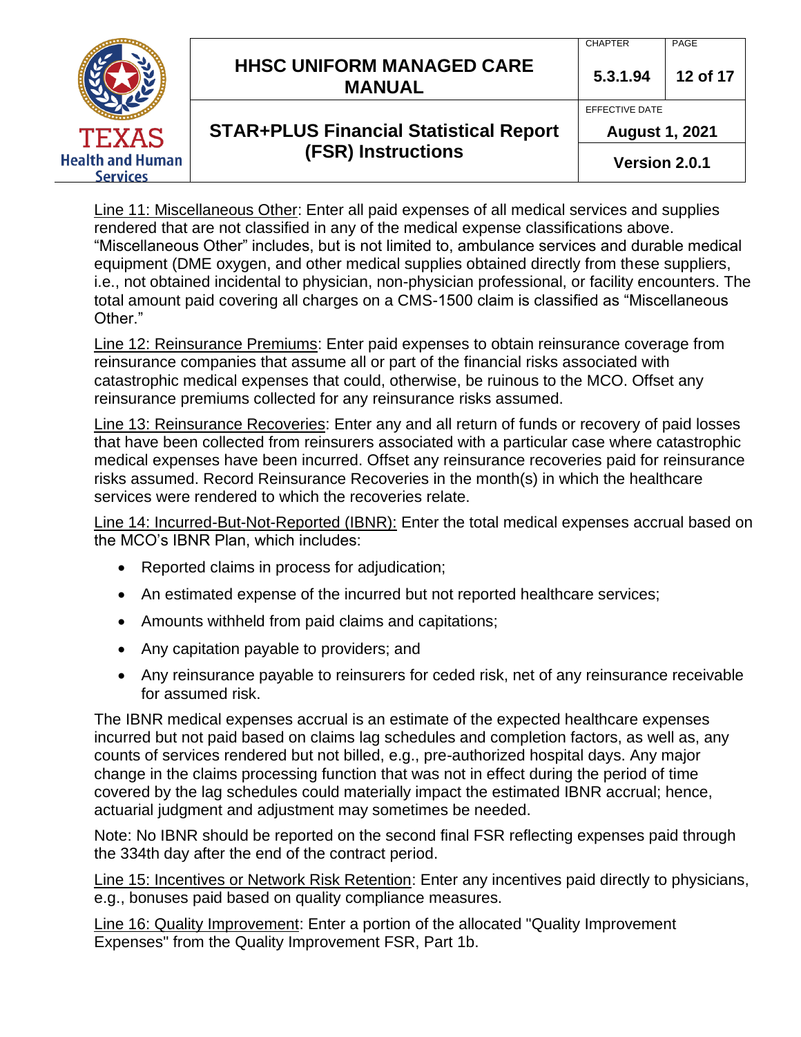Line 11: Miscellaneous Other: Enter all paid expenses of all medical services and supplies rendered that are not classified in any of the medical expense classifications above. "Miscellaneous Other" includes, but is not limited to, ambulance services and durable medical equipment (DME oxygen, and other medical supplies obtained directly from these suppliers, i.e., not obtained incidental to physician, non-physician professional, or facility encounters. The total amount paid covering all charges on a CMS-1500 claim is classified as "Miscellaneous Other."

Line 12: Reinsurance Premiums: Enter paid expenses to obtain reinsurance coverage from reinsurance companies that assume all or part of the financial risks associated with catastrophic medical expenses that could, otherwise, be ruinous to the MCO. Offset any reinsurance premiums collected for any reinsurance risks assumed.

Line 13: Reinsurance Recoveries: Enter any and all return of funds or recovery of paid losses that have been collected from reinsurers associated with a particular case where catastrophic medical expenses have been incurred. Offset any reinsurance recoveries paid for reinsurance risks assumed. Record Reinsurance Recoveries in the month(s) in which the healthcare services were rendered to which the recoveries relate.

Line 14: Incurred-But-Not-Reported (IBNR): Enter the total medical expenses accrual based on the MCO's IBNR Plan, which includes:

- Reported claims in process for adjudication;
- An estimated expense of the incurred but not reported healthcare services;
- Amounts withheld from paid claims and capitations;
- Any capitation payable to providers; and
- Any reinsurance payable to reinsurers for ceded risk, net of any reinsurance receivable for assumed risk.

The IBNR medical expenses accrual is an estimate of the expected healthcare expenses incurred but not paid based on claims lag schedules and completion factors, as well as, any counts of services rendered but not billed, e.g., pre-authorized hospital days. Any major change in the claims processing function that was not in effect during the period of time covered by the lag schedules could materially impact the estimated IBNR accrual; hence, actuarial judgment and adjustment may sometimes be needed.

Note: No IBNR should be reported on the second final FSR reflecting expenses paid through the 334th day after the end of the contract period.

Line 15: Incentives or Network Risk Retention: Enter any incentives paid directly to physicians, e.g., bonuses paid based on quality compliance measures.

Line 16: Quality Improvement: Enter a portion of the allocated "Quality Improvement Expenses" from the Quality Improvement FSR, Part 1b.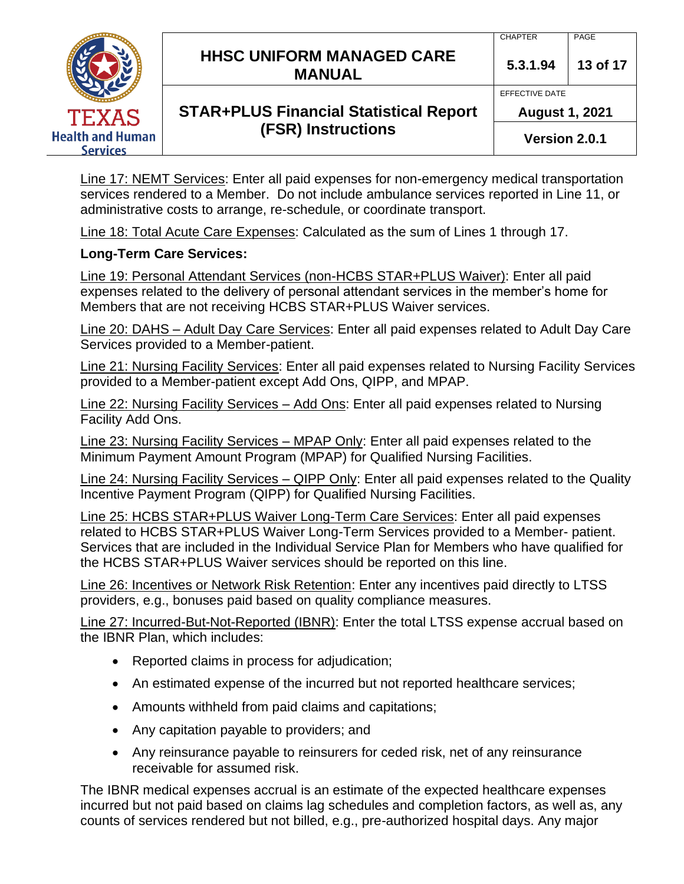Line 17: NEMT Services: Enter all paid expenses for non-emergency medical transportation services rendered to a Member. Do not include ambulance services reported in Line 11, or administrative costs to arrange, re-schedule, or coordinate transport.

Line 18: Total Acute Care Expenses: Calculated as the sum of Lines 1 through 17.

**Long-Term Care Services:**

Line 19: Personal Attendant Services (non-HCBS STAR+PLUS Waiver): Enter all paid expenses related to the delivery of personal attendant services in the member's home for Members that are not receiving HCBS STAR+PLUS Waiver services.

Line 20: DAHS – Adult Day Care Services: Enter all paid expenses related to Adult Day Care Services provided to a Member-patient.

Line 21: Nursing Facility Services: Enter all paid expenses related to Nursing Facility Services provided to a Member-patient except Add Ons, QIPP, and MPAP.

Line 22: Nursing Facility Services – Add Ons: Enter all paid expenses related to Nursing Facility Add Ons.

Line 23: Nursing Facility Services – MPAP Only: Enter all paid expenses related to the Minimum Payment Amount Program (MPAP) for Qualified Nursing Facilities.

Line 24: Nursing Facility Services – QIPP Only: Enter all paid expenses related to the Quality Incentive Payment Program (QIPP) for Qualified Nursing Facilities.

Line 25: HCBS STAR+PLUS Waiver Long-Term Care Services: Enter all paid expenses related to HCBS STAR+PLUS Waiver Long-Term Services provided to a Member- patient. Services that are included in the Individual Service Plan for Members who have qualified for the HCBS STAR+PLUS Waiver services should be reported on this line.

Line 26: Incentives or Network Risk Retention: Enter any incentives paid directly to LTSS providers, e.g., bonuses paid based on quality compliance measures.

Line 27: Incurred-But-Not-Reported (IBNR): Enter the total LTSS expense accrual based on the IBNR Plan, which includes:

- Reported claims in process for adjudication;
- An estimated expense of the incurred but not reported healthcare services;
- Amounts withheld from paid claims and capitations;
- Any capitation payable to providers; and
- Any reinsurance payable to reinsurers for ceded risk, net of any reinsurance receivable for assumed risk.

The IBNR medical expenses accrual is an estimate of the expected healthcare expenses incurred but not paid based on claims lag schedules and completion factors, as well as, any counts of services rendered but not billed, e.g., pre-authorized hospital days. Any major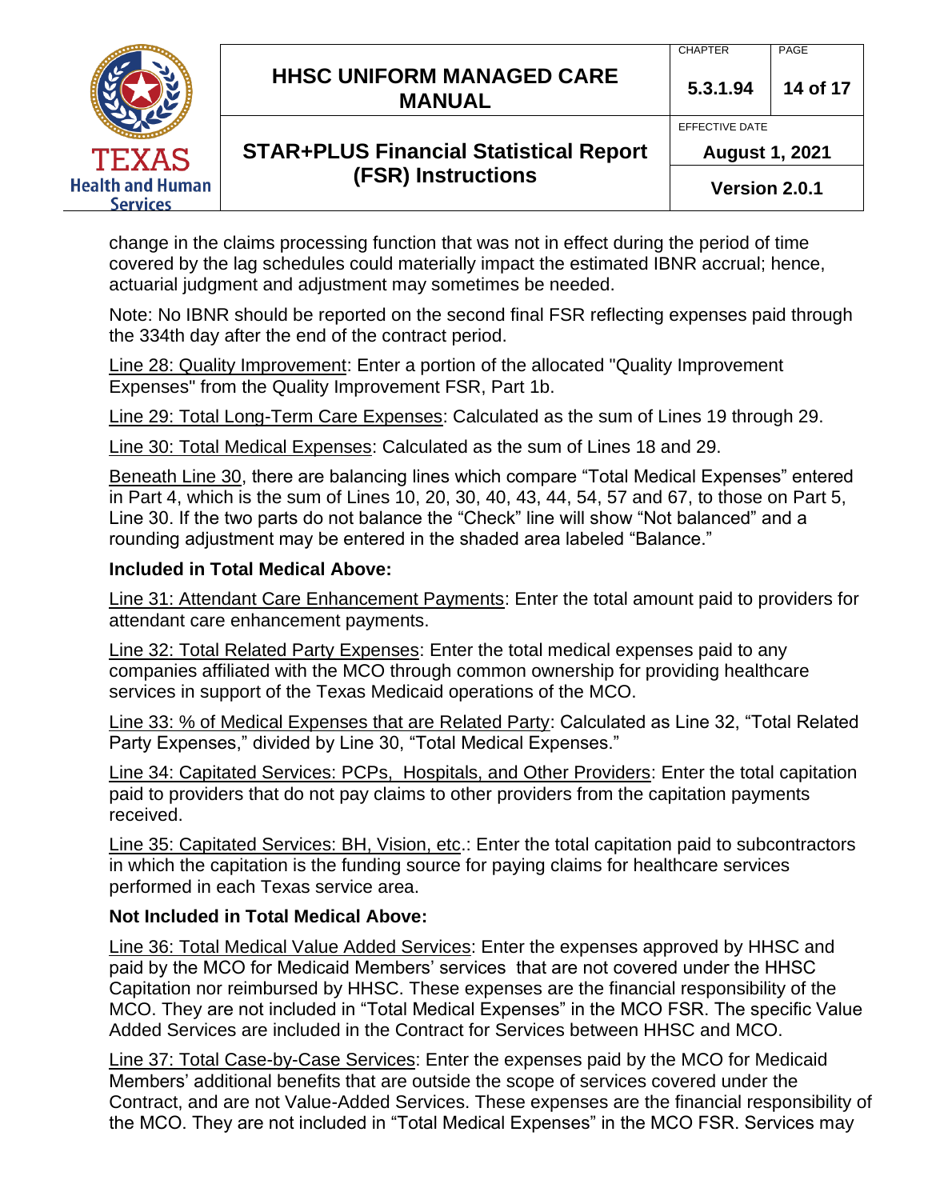change in the claims processing function that was not in effect during the period of time covered by the lag schedules could materially impact the estimated IBNR accrual; hence, actuarial judgment and adjustment may sometimes be needed.

Note: No IBNR should be reported on the second final FSR reflecting expenses paid through the 334th day after the end of the contract period.

Line 28: Quality Improvement: Enter a portion of the allocated "Quality Improvement Expenses" from the Quality Improvement FSR, Part 1b.

Line 29: Total Long-Term Care Expenses: Calculated as the sum of Lines 19 through 29.

Line 30: Total Medical Expenses: Calculated as the sum of Lines 18 and 29.

Beneath Line 30, there are balancing lines which compare "Total Medical Expenses" entered in Part 4, which is the sum of Lines 10, 20, 30, 40, 43, 44, 54, 57 and 67, to those on Part 5, Line 30. If the two parts do not balance the "Check" line will show "Not balanced" and a rounding adjustment may be entered in the shaded area labeled "Balance."

**Included in Total Medical Above:**

Line 31: Attendant Care Enhancement Payments: Enter the total amount paid to providers for attendant care enhancement payments.

Line 32: Total Related Party Expenses: Enter the total medical expenses paid to any companies affiliated with the MCO through common ownership for providing healthcare services in support of the Texas Medicaid operations of the MCO.

Line 33: % of Medical Expenses that are Related Party: Calculated as Line 32, "Total Related Party Expenses," divided by Line 30, "Total Medical Expenses."

Line 34: Capitated Services: PCPs, Hospitals, and Other Providers: Enter the total capitation paid to providers that do not pay claims to other providers from the capitation payments received.

Line 35: Capitated Services: BH, Vision, etc.: Enter the total capitation paid to subcontractors in which the capitation is the funding source for paying claims for healthcare services performed in each Texas service area.

**Not Included in Total Medical Above:**

Line 36: Total Medical Value Added Services: Enter the expenses approved by HHSC and paid by the MCO for Medicaid Members' services that are not covered under the HHSC Capitation nor reimbursed by HHSC. These expenses are the financial responsibility of the MCO. They are not included in "Total Medical Expenses" in the MCO FSR. The specific Value Added Services are included in the Contract for Services between HHSC and MCO.

Line 37: Total Case-by-Case Services: Enter the expenses paid by the MCO for Medicaid Members' additional benefits that are outside the scope of services covered under the Contract, and are not Value-Added Services. These expenses are the financial responsibility of the MCO. They are not included in "Total Medical Expenses" in the MCO FSR. Services may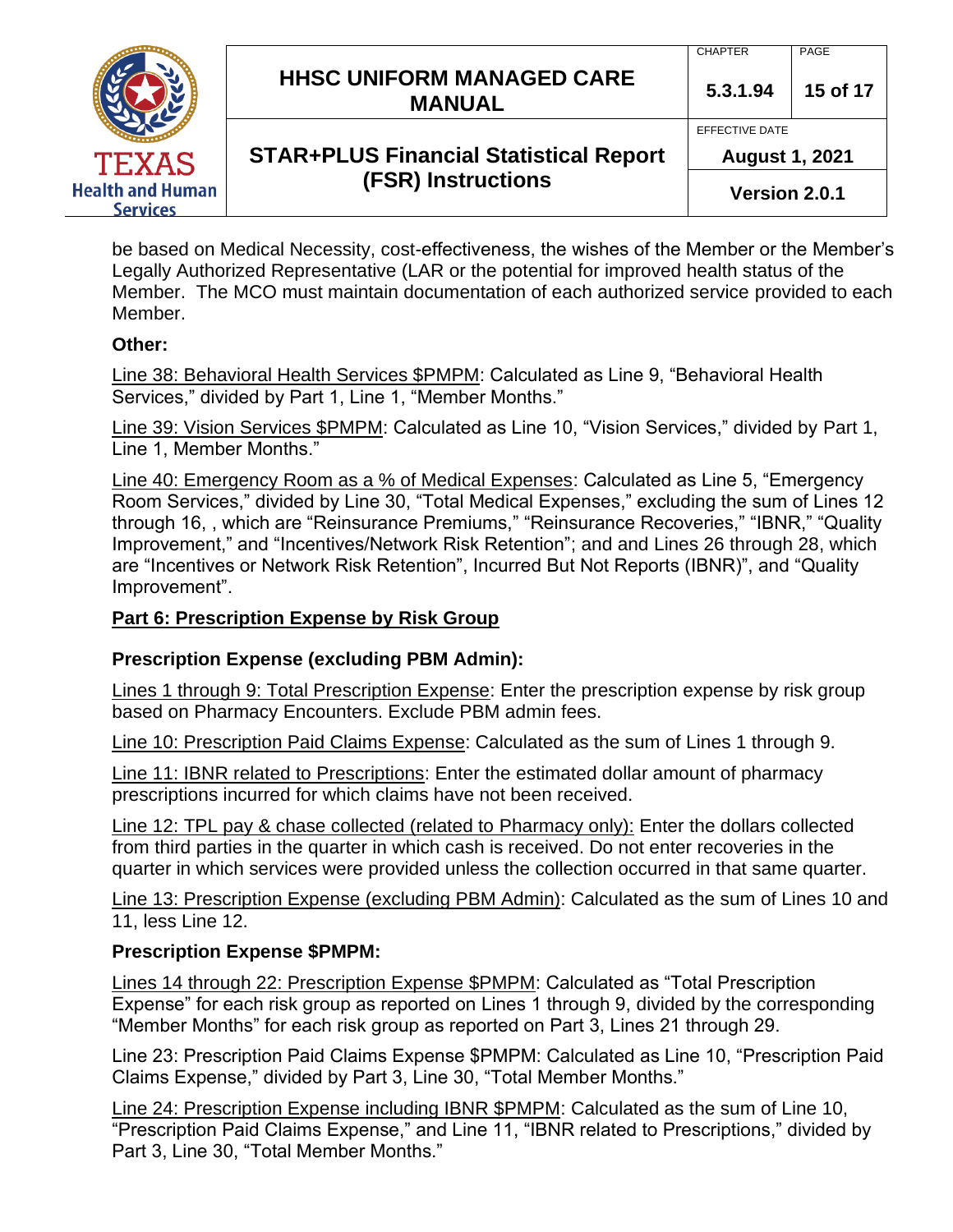be based on Medical Necessity, cost-effectiveness, the wishes of the Member or the Member's Legally Authorized Representative (LAR or the potential for improved health status of the Member. The MCO must maintain documentation of each authorized service provided to each Member.

**Other:**

Line 38: Behavioral Health Services $PMPM: Calculated as Line 9, "Behavioral Health Services," divided by Part 1, Line 1, "Member Months."

Line 39: Vision Services $PMPM: Calculated as Line 10, "Vision Services," divided by Part 1, Line 1, Member Months."

Line 40: Emergency Room as a % of Medical Expenses: Calculated as Line 5, "Emergency Room Services," divided by Line 30, "Total Medical Expenses," excluding the sum of Lines 12 through 16, , which are "Reinsurance Premiums," "Reinsurance Recoveries," "IBNR," "Quality Improvement," and "Incentives/Network Risk Retention"; and and Lines 26 through 28, which are "Incentives or Network Risk Retention", Incurred But Not Reports (IBNR)", and "Quality Improvement".

## Part 6: Prescription Expense by Risk Group

**Prescription Expense (excluding PBM Admin):**

Lines 1 through 9: Total Prescription Expense: Enter the prescription expense by risk group based on Pharmacy Encounters. Exclude PBM admin fees.

Line 10: Prescription Paid Claims Expense: Calculated as the sum of Lines 1 through 9.

Line 11: IBNR related to Prescriptions: Enter the estimated dollar amount of pharmacy prescriptions incurred for which claims have not been received.

Line 12: TPL pay & chase collected (related to Pharmacy only): Enter the dollars collected from third parties in the quarter in which cash is received. Do not enter recoveries in the quarter in which services were provided unless the collection occurred in that same quarter.

Line 13: Prescription Expense (excluding PBM Admin): Calculated as the sum of Lines 10 and 11, less Line 12.

**Prescription Expense $PMPM:**

Lines 14 through 22: Prescription Expense $PMPM: Calculated as "Total Prescription Expense" for each risk group as reported on Lines 1 through 9, divided by the corresponding "Member Months" for each risk group as reported on Part 3, Lines 21 through 29.

Line 23: Prescription Paid Claims Expense $PMPM: Calculated as Line 10, "Prescription Paid Claims Expense," divided by Part 3, Line 30, "Total Member Months."

Line 24: Prescription Expense including IBNR $PMPM: Calculated as the sum of Line 10, "Prescription Paid Claims Expense," and Line 11, "IBNR related to Prescriptions," divided by Part 3, Line 30, "Total Member Months."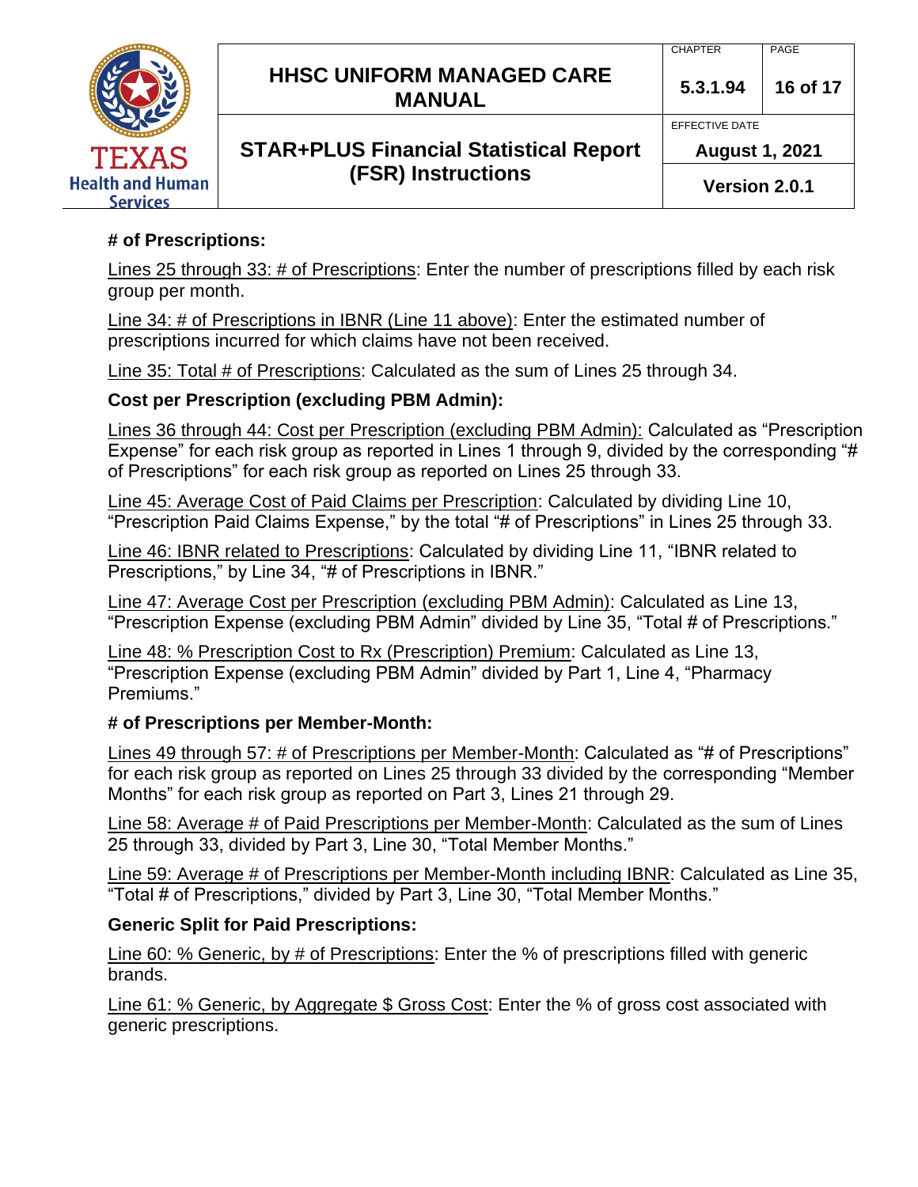**# of Prescriptions:**

Lines 25 through 33: # of Prescriptions: Enter the number of prescriptions filled by each risk group per month.

Line 34: # of Prescriptions in IBNR (Line 11 above): Enter the estimated number of prescriptions incurred for which claims have not been received.

Line 35: Total # of Prescriptions: Calculated as the sum of Lines 25 through 34.

**Cost per Prescription (excluding PBM Admin):**

Lines 36 through 44: Cost per Prescription (excluding PBM Admin): Calculated as "Prescription Expense" for each risk group as reported in Lines 1 through 9, divided by the corresponding "# of Prescriptions" for each risk group as reported on Lines 25 through 33.

Line 45: Average Cost of Paid Claims per Prescription: Calculated by dividing Line 10, "Prescription Paid Claims Expense," by the total "# of Prescriptions" in Lines 25 through 33.

Line 46: IBNR related to Prescriptions: Calculated by dividing Line 11, "IBNR related to Prescriptions," by Line 34, "# of Prescriptions in IBNR."

Line 47: Average Cost per Prescription (excluding PBM Admin): Calculated as Line 13, "Prescription Expense (excluding PBM Admin" divided by Line 35, "Total # of Prescriptions."

Line 48: % Prescription Cost to Rx (Prescription) Premium: Calculated as Line 13, "Prescription Expense (excluding PBM Admin" divided by Part 1, Line 4, "Pharmacy Premiums."

**# of Prescriptions per Member-Month:**

Lines 49 through 57: # of Prescriptions per Member-Month: Calculated as "# of Prescriptions" for each risk group as reported on Lines 25 through 33 divided by the corresponding "Member Months" for each risk group as reported on Part 3, Lines 21 through 29.

Line 58: Average # of Paid Prescriptions per Member-Month: Calculated as the sum of Lines 25 through 33, divided by Part 3, Line 30, "Total Member Months."

Line 59: Average # of Prescriptions per Member-Month including IBNR: Calculated as Line 35, "Total # of Prescriptions," divided by Part 3, Line 30, "Total Member Months."

**Generic Split for Paid Prescriptions:**

Line 60: % Generic, by # of Prescriptions: Enter the % of prescriptions filled with generic brands.

Line 61: % Generic, by Aggregate $ Gross Cost: Enter the % of gross cost associated with generic prescriptions.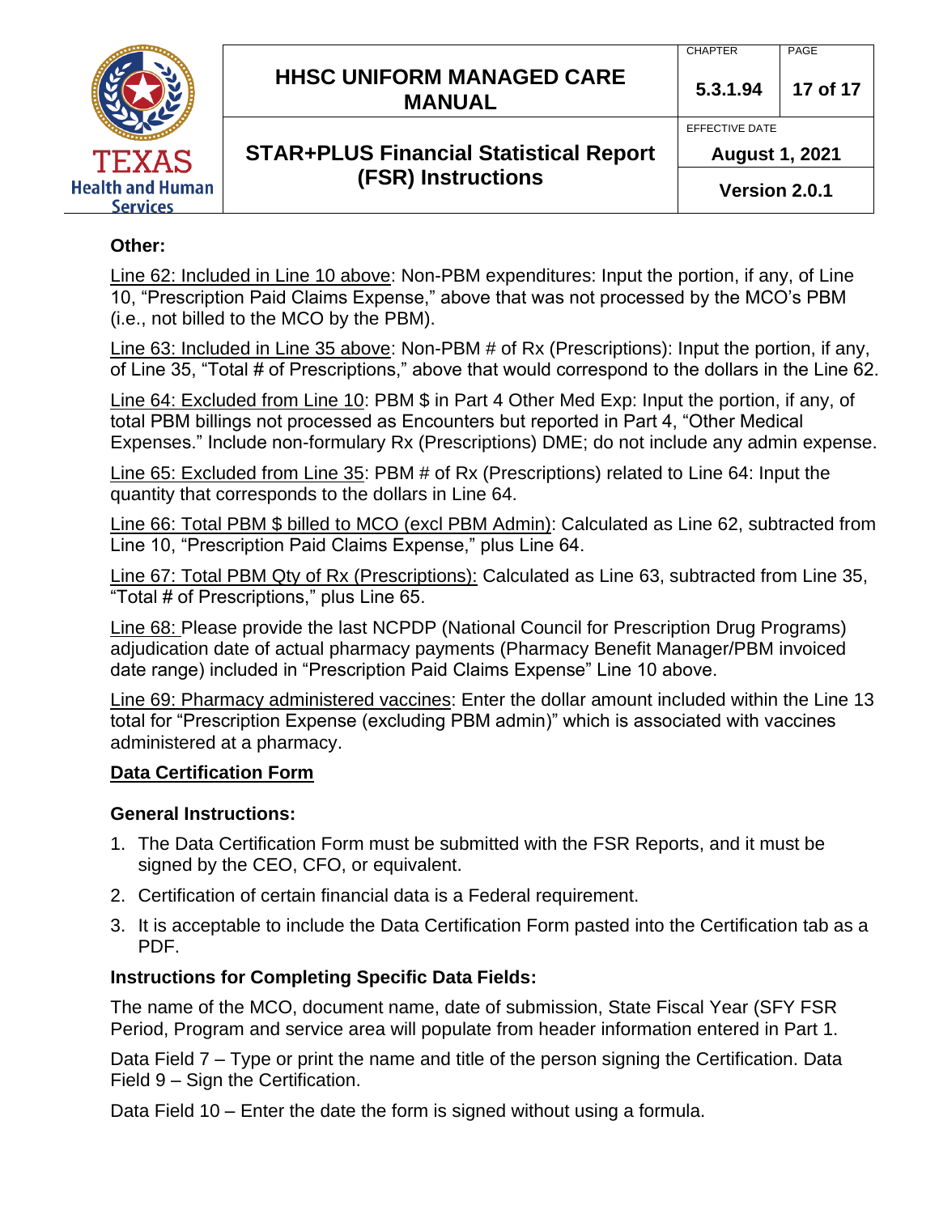**Other:**

Line 62: Included in Line 10 above: Non-PBM expenditures: Input the portion, if any, of Line 10, "Prescription Paid Claims Expense," above that was not processed by the MCO's PBM (i.e., not billed to the MCO by the PBM).

Line 63: Included in Line 35 above: Non-PBM # of Rx (Prescriptions): Input the portion, if any, of Line 35, "Total # of Prescriptions," above that would correspond to the dollars in the Line 62.

Line 64: Excluded from Line 10: PBM $ in Part 4 Other Med Exp: Input the portion, if any, of total PBM billings not processed as Encounters but reported in Part 4, "Other Medical Expenses." Include non-formulary Rx (Prescriptions) DME; do not include any admin expense.

Line 65: Excluded from Line 35: PBM # of Rx (Prescriptions) related to Line 64: Input the quantity that corresponds to the dollars in Line 64.

Line 66: Total PBM $ billed to MCO (excl PBM Admin): Calculated as Line 62, subtracted from Line 10, "Prescription Paid Claims Expense," plus Line 64.

Line 67: Total PBM Qty of Rx (Prescriptions): Calculated as Line 63, subtracted from Line 35, "Total # of Prescriptions," plus Line 65.

Line 68: Please provide the last NCPDP (National Council for Prescription Drug Programs) adjudication date of actual pharmacy payments (Pharmacy Benefit Manager/PBM invoiced date range) included in "Prescription Paid Claims Expense" Line 10 above.

Line 69: Pharmacy administered vaccines: Enter the dollar amount included within the Line 13 total for "Prescription Expense (excluding PBM admin)" which is associated with vaccines administered at a pharmacy.

## Data Certification Form

**General Instructions:**

1. The Data Certification Form must be submitted with the FSR Reports, and it must be signed by the CEO, CFO, or equivalent.
2. Certification of certain financial data is a Federal requirement.
3. It is acceptable to include the Data Certification Form pasted into the Certification tab as a PDF.

**Instructions for Completing Specific Data Fields:**

The name of the MCO, document name, date of submission, State Fiscal Year (SFY FSR Period, Program and service area will populate from header information entered in Part 1.

Data Field 7 – Type or print the name and title of the person signing the Certification. Data Field 9 – Sign the Certification.

Data Field 10 – Enter the date the form is signed without using a formula.